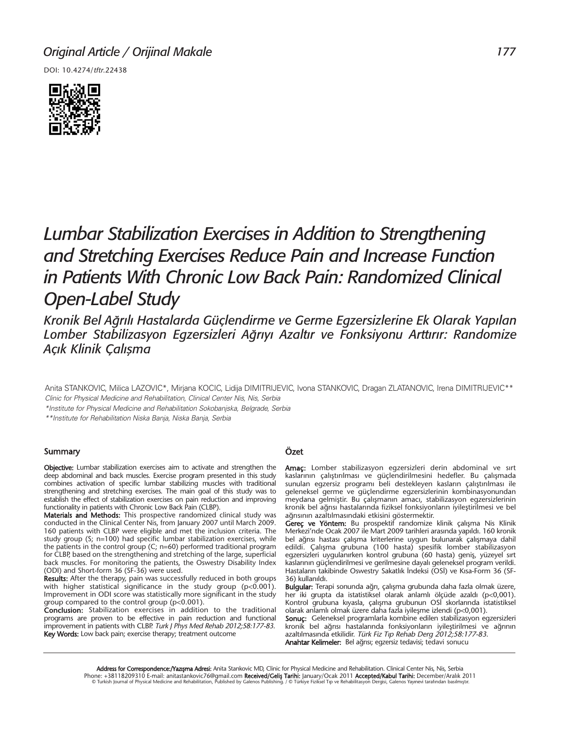*Original Article / Orijinal Makale*

DOI: 10.4274/tftr.22438

# Lumbar Stabilization Exercises in Addition to Strengthening and Stretching Exercises Reduce Pain and Increase Function in Patients With Chronic Low Back Pain: Randomized Clinical Open-Label Study

## Kronik Bel Ağrılı Hastalarda Güçlendirme ve Germe Egzersizlerine Ek Olarak Yapılan Lomber Stabilizasyon Egzersizleri Ağrıyı Azaltır ve Fonksiyonu Arttırır: Randomize Açık Klinik Çalışma

Anita STANKOVIC, Milica LAZOVIC*, Mirjana KOCIC, Lidija DIMITRIJEVIC, Ivona STANKOVIC, Dragan ZLATANOVIC, Irena DIMITRIJEVIC**

*Clinic for Physical Medicine and Rehabilitation, Clinical Center Nis, Nis, Serbia*

*\*Institute for Physical Medicine and Rehabilitation Sokobanjska, Belgrade, Serbia*

*\*\*Institute for Rehabilitation Niska Banja, Niska Banja, Serbia*

### Summary

**Objective:** Lumbar stabilization exercises aim to activate and strengthen the deep abdominal and back muscles. Exercise program presented in this study combines activation of specific lumbar stabilizing muscles with traditional strengthening and stretching exercises. The main goal of this study was to establish the effect of stabilization exercises on pain reduction and improving functionality in patients with Chronic Low Back Pain (CLBP).

**Materials and Methods:** This prospective randomized clinical study was conducted in the Clinical Center Nis, from January 2007 until March 2009. 160 patients with CLBP were eligible and met the inclusion criteria. The study group (S; n=100) had specific lumbar stabilization exercises, while the patients in the control group (C; n=60) performed traditional program for CLBP, based on the strengthening and stretching of the large, superficial back muscles. For monitoring the patients, the Oswestry Disability Index (ODI) and Short-form 36 (SF-36) were used.

**Results:** After the therapy, pain was successfully reduced in both groups with higher statistical significance in the study group ($p<0.001$). Improvement in ODI score was statistically more significant in the study group compared to the control group ($p<0.001$).

**Conclusion:** Stabilization exercises in addition to the traditional programs are proven to be effective in pain reduction and functional improvement in patients with CLBP. *Turk J Phys Med Rehab 2012;58:177-83.*

**Key Words:** Low back pain; exercise therapy; treatment outcome

### Özet

**Amaç:** Lomber stabilizasyon egzersizleri derin abdominal ve sırt kaslarının çalıştırılması ve güçlendirilmesini hedefler. Bu çalışmada sunulan egzersiz programı beli destekleyen kasların çalıştırılması ile geleneksel germe ve güçlendirme egzersizlerinin kombinasyonundan meydana gelmiştir. Bu çalışmanın amacı, stabilizasyon egzersizlerinin kronik bel ağrısı hastalarında fiziksel fonksiyonların iyileştirilmesi ve bel ağrısının azaltılmasındaki etkisini göstermektir.

**Gereç ve Yöntem:** Bu prospektif randomize klinik çalışma Nis Klinik Merkezi'nde Ocak 2007 ile Mart 2009 tarihleri arasında yapıldı. 160 kronik bel ağrısı hastası çalışma kriterlerine uygun bulunarak çalışmaya dahil edildi. Çalışma grubuna (100 hasta) spesifik lomber stabilizasyon egzersizleri uygulanırken kontrol grubuna (60 hasta) geniş, yüzeyel sırt kaslarının güçlendirilmesi ve gerilmesine dayalı geleneksel program verildi. Hastaların takibinde Oswestry Sakatlık İndeksi (OSİ) ve Kısa-Form 36 (SF-36) kullanıldı.

**Bulgular:** Terapi sonunda ağrı, çalışma grubunda daha fazla olmak üzere, her iki grupta da istatistiksel olarak anlamlı ölçüde azaldı ($p<0,001$). Kontrol grubuna kıyasla, çalışma grubunun OSİ skorlarında istatistiksel olarak anlamlı olmak üzere daha fazla iyileşme izlendi ($p<0,001$).

**Sonuç:** Geleneksel programlarla kombine edilen stabilizasyon egzersizleri kronik bel ağrısı hastalarında fonksiyonların iyileştirilmesi ve ağrının azaltılmasında etkilidir. *Türk Fiz Tıp Rehab Derg 2012;58:177-83.*

**Anahtar Kelimeler:** Bel ağrısı; egzersiz tedavisi; tedavi sonucu

**Address for Correspondence:/Yazışma Adresi:** Anita Stankovic MD, Clinic for Physical Medicine and Rehabilitation. Clinical Center Nis, Nis, Serbia
Phone: +38118209310 E-mail: anitastankovic76@gmail.com **Received/Geliş Tarihi:** January/Ocak 2011 **Accepted/Kabul Tarihi:** December/Aralık 2011
© Turkish Journal of Physical Medicine and Rehabilitation, Published by Galenos Publishing. / © Türkiye Fiziksel Tıp ve Rehabilitasyon Dergisi, Galenos Yayınevi tarafından basılmıştır.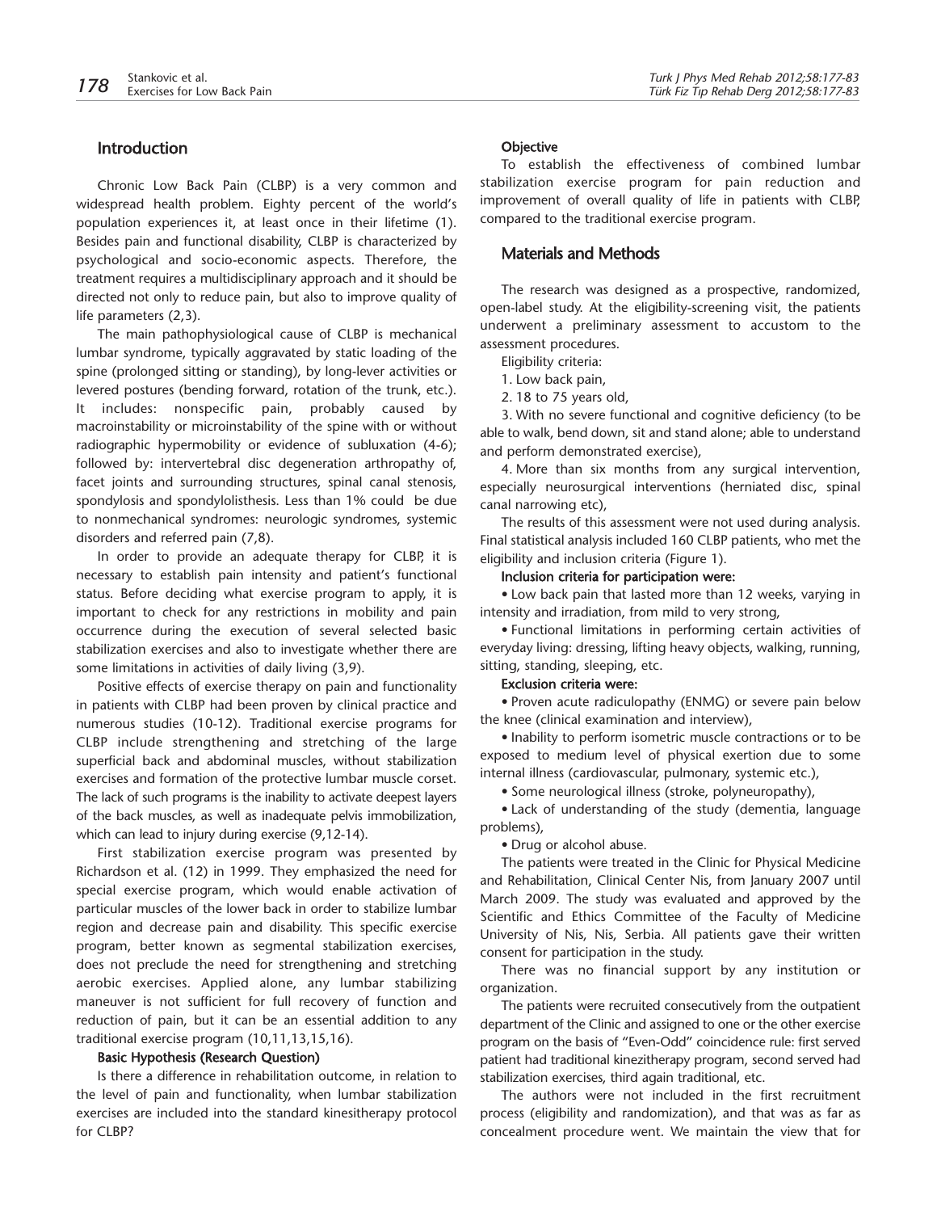## Introduction

Chronic Low Back Pain (CLBP) is a very common and widespread health problem. Eighty percent of the world's population experiences it, at least once in their lifetime (1). Besides pain and functional disability, CLBP is characterized by psychological and socio-economic aspects. Therefore, the treatment requires a multidisciplinary approach and it should be directed not only to reduce pain, but also to improve quality of life parameters (2,3).

The main pathophysiological cause of CLBP is mechanical lumbar syndrome, typically aggravated by static loading of the spine (prolonged sitting or standing), by long-lever activities or levered postures (bending forward, rotation of the trunk, etc.). It includes: nonspecific pain, probably caused by macroinstability or microinstability of the spine with or without radiographic hypermobility or evidence of subluxation (4-6); followed by: intervertebral disc degeneration arthropathy of, facet joints and surrounding structures, spinal canal stenosis, spondylosis and spondylolisthesis. Less than 1% could be due to nonmechanical syndromes: neurologic syndromes, systemic disorders and referred pain (7,8).

In order to provide an adequate therapy for CLBP, it is necessary to establish pain intensity and patient's functional status. Before deciding what exercise program to apply, it is important to check for any restrictions in mobility and pain occurrence during the execution of several selected basic stabilization exercises and also to investigate whether there are some limitations in activities of daily living (3,9).

Positive effects of exercise therapy on pain and functionality in patients with CLBP had been proven by clinical practice and numerous studies (10-12). Traditional exercise programs for CLBP include strengthening and stretching of the large superficial back and abdominal muscles, without stabilization exercises and formation of the protective lumbar muscle corset. The lack of such programs is the inability to activate deepest layers of the back muscles, as well as inadequate pelvis immobilization, which can lead to injury during exercise (9,12-14).

First stabilization exercise program was presented by Richardson et al. (12) in 1999. They emphasized the need for special exercise program, which would enable activation of particular muscles of the lower back in order to stabilize lumbar region and decrease pain and disability. This specific exercise program, better known as segmental stabilization exercises, does not preclude the need for strengthening and stretching aerobic exercises. Applied alone, any lumbar stabilizing maneuver is not sufficient for full recovery of function and reduction of pain, but it can be an essential addition to any traditional exercise program (10,11,13,15,16).

### Basic Hypothesis (Research Question)

Is there a difference in rehabilitation outcome, in relation to the level of pain and functionality, when lumbar stabilization exercises are included into the standard kinesitherapy protocol for CLBP?

### Objective

To establish the effectiveness of combined lumbar stabilization exercise program for pain reduction and improvement of overall quality of life in patients with CLBP, compared to the traditional exercise program.

## Materials and Methods

The research was designed as a prospective, randomized, open-label study. At the eligibility-screening visit, the patients underwent a preliminary assessment to accustom to the assessment procedures.

Eligibility criteria:

1. Low back pain,
2. 18 to 75 years old,
3. With no severe functional and cognitive deficiency (to be able to walk, bend down, sit and stand alone; able to understand and perform demonstrated exercise),
4. More than six months from any surgical intervention, especially neurosurgical interventions (herniated disc, spinal canal narrowing etc),

The results of this assessment were not used during analysis. Final statistical analysis included 160 CLBP patients, who met the eligibility and inclusion criteria (Figure 1).

### Inclusion criteria for participation were:

- Low back pain that lasted more than 12 weeks, varying in intensity and irradiation, from mild to very strong,
- Functional limitations in performing certain activities of everyday living: dressing, lifting heavy objects, walking, running, sitting, standing, sleeping, etc.

### Exclusion criteria were:

- Proven acute radiculopathy (ENMG) or severe pain below the knee (clinical examination and interview),
- Inability to perform isometric muscle contractions or to be exposed to medium level of physical exertion due to some internal illness (cardiovascular, pulmonary, systemic etc.),
- Some neurological illness (stroke, polyneuropathy),
- Lack of understanding of the study (dementia, language problems),
- Drug or alcohol abuse.

The patients were treated in the Clinic for Physical Medicine and Rehabilitation, Clinical Center Nis, from January 2007 until March 2009. The study was evaluated and approved by the Scientific and Ethics Committee of the Faculty of Medicine University of Nis, Nis, Serbia. All patients gave their written consent for participation in the study.

There was no financial support by any institution or organization.

The patients were recruited consecutively from the outpatient department of the Clinic and assigned to one or the other exercise program on the basis of "Even-Odd" coincidence rule: first served patient had traditional kinezitherapy program, second served had stabilization exercises, third again traditional, etc.

The authors were not included in the first recruitment process (eligibility and randomization), and that was as far as concealment procedure went. We maintain the view that for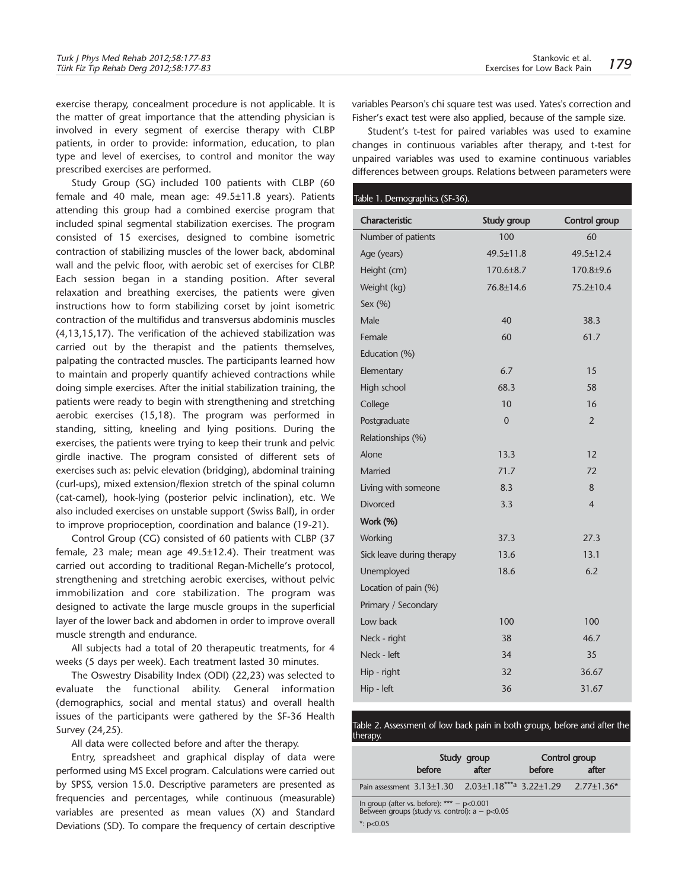exercise therapy, concealment procedure is not applicable. It is the matter of great importance that the attending physician is involved in every segment of exercise therapy with CLBP patients, in order to provide: information, education, to plan type and level of exercises, to control and monitor the way prescribed exercises are performed.

Study Group (SG) included 100 patients with CLBP (60 female and 40 male, mean age: 49.5±11.8 years). Patients attending this group had a combined exercise program that included spinal segmental stabilization exercises. The program consisted of 15 exercises, designed to combine isometric contraction of stabilizing muscles of the lower back, abdominal wall and the pelvic floor, with aerobic set of exercises for CLBP. Each session began in a standing position. After several relaxation and breathing exercises, the patients were given instructions how to form stabilizing corset by joint isometric contraction of the multifidus and transversus abdominis muscles (4,13,15,17). The verification of the achieved stabilization was carried out by the therapist and the patients themselves, palpating the contracted muscles. The participants learned how to maintain and properly quantify achieved contractions while doing simple exercises. After the initial stabilization training, the patients were ready to begin with strengthening and stretching aerobic exercises (15,18). The program was performed in standing, sitting, kneeling and lying positions. During the exercises, the patients were trying to keep their trunk and pelvic girdle inactive. The program consisted of different sets of exercises such as: pelvic elevation (bridging), abdominal training (curl-ups), mixed extension/flexion stretch of the spinal column (cat-camel), hook-lying (posterior pelvic inclination), etc. We also included exercises on unstable support (Swiss Ball), in order to improve proprioception, coordination and balance (19-21).

Control Group (CG) consisted of 60 patients with CLBP (37 female, 23 male; mean age 49.5±12.4). Their treatment was carried out according to traditional Regan-Michelle's protocol, strengthening and stretching aerobic exercises, without pelvic immobilization and core stabilization. The program was designed to activate the large muscle groups in the superficial layer of the lower back and abdomen in order to improve overall muscle strength and endurance.

All subjects had a total of 20 therapeutic treatments, for 4 weeks (5 days per week). Each treatment lasted 30 minutes.

The Oswestry Disability Index (ODI) (22,23) was selected to evaluate the functional ability. General information (demographics, social and mental status) and overall health issues of the participants were gathered by the SF-36 Health Survey (24,25).

All data were collected before and after the therapy.

Entry, spreadsheet and graphical display of data were performed using MS Excel program. Calculations were carried out by SPSS, version 15.0. Descriptive parameters are presented as frequencies and percentages, while continuous (measurable) variables are presented as mean values (X) and Standard Deviations (SD). To compare the frequency of certain descriptive variables Pearson's chi square test was used. Yates's correction and Fisher's exact test were also applied, because of the sample size.

Student's t-test for paired variables was used to examine changes in continuous variables after therapy, and t-test for unpaired variables was used to examine continuous variables differences between groups. Relations between parameters were

Table 1. Demographics (SF-36).

| Characteristic | Study group | Control group |
|---|---|---|
| Number of patients | 100 | 60 |
| Age (years) | 49.5±11.8 | 49.5±12.4 |
| Height (cm) | 170.6±8.7 | 170.8±9.6 |
| Weight (kg) | 76.8±14.6 | 75.2±10.4 |
| Sex (%) | | |
| Male | 40 | 38.3 |
| Female | 60 | 61.7 |
| Education (%) | | |
| Elementary | 6.7 | 15 |
| High school | 68.3 | 58 |
| College | 10 | 16 |
| Postgraduate | 0 | 2 |
| Relationships (%) | | |
| Alone | 13.3 | 12 |
| Married | 71.7 | 72 |
| Living with someone | 8.3 | 8 |
| Divorced | 3.3 | 4 |
| **Work (%)** | | |
| Working | 37.3 | 27.3 |
| Sick leave during therapy | 13.6 | 13.1 |
| Unemployed | 18.6 | 6.2 |
| Location of pain (%) | | |
| Primary / Secondary | | |
| Low back | 100 | 100 |
| Neck - right | 38 | 46.7 |
| Neck - left | 34 | 35 |
| Hip - right | 32 | 36.67 |
| Hip - left | 36 | 31.67 |

Table 2. Assessment of low back pain in both groups, before and after the therapy.

| | Study group | | Control group | |
|---|---|---|---|---|
| | before | after | before | after |
| Pain assessment | 3.13±1.30 | 2.03±1.18***a | 3.22±1.29 | 2.77±1.36* |

In group (after vs. before): *** – p<0.001
Between groups (study vs. control): a – p<0.05
*: p<0.05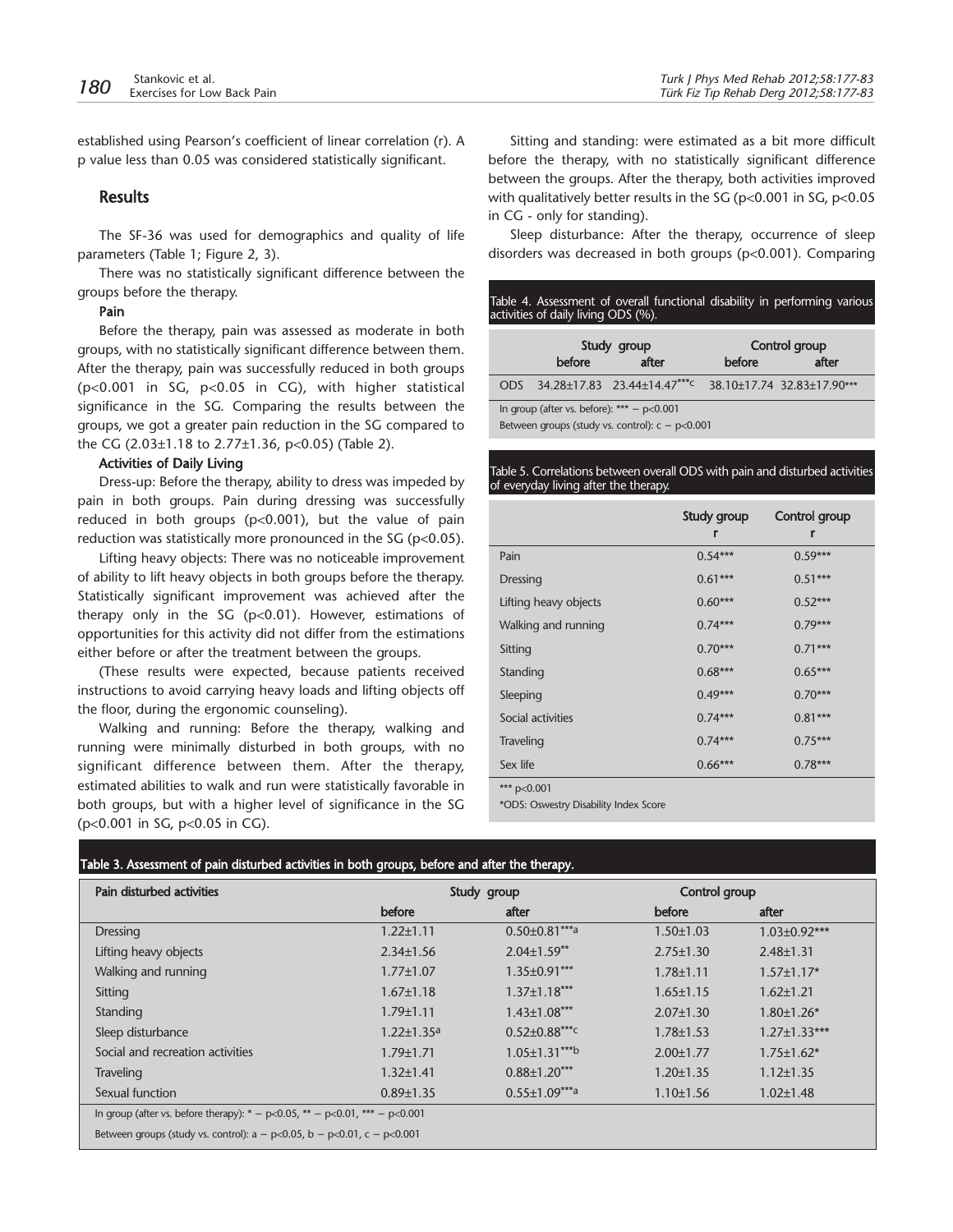established using Pearson's coefficient of linear correlation (r). A p value less than 0.05 was considered statistically significant.

## Results

The SF-36 was used for demographics and quality of life parameters (Table 1; Figure 2, 3).

There was no statistically significant difference between the groups before the therapy.

**Pain**

Before the therapy, pain was assessed as moderate in both groups, with no statistically significant difference between them. After the therapy, pain was successfully reduced in both groups ($p<0.001$ in SG, $p<0.05$ in CG), with higher statistical significance in the SG. Comparing the results between the groups, we got a greater pain reduction in the SG compared to the CG (2.03±1.18 to 2.77±1.36, $p<0.05$) (Table 2).

**Activities of Daily Living**

Dress-up: Before the therapy, ability to dress was impeded by pain in both groups. Pain during dressing was successfully reduced in both groups ($p<0.001$), but the value of pain reduction was statistically more pronounced in the SG ($p<0.05$).

Lifting heavy objects: There was no noticeable improvement of ability to lift heavy objects in both groups before the therapy. Statistically significant improvement was achieved after the therapy only in the SG ($p<0.01$). However, estimations of opportunities for this activity did not differ from the estimations either before or after the treatment between the groups.

(These results were expected, because patients received instructions to avoid carrying heavy loads and lifting objects off the floor, during the ergonomic counseling).

Walking and running: Before the therapy, walking and running were minimally disturbed in both groups, with no significant difference between them. After the therapy, estimated abilities to walk and run were statistically favorable in both groups, but with a higher level of significance in the SG ($p<0.001$ in SG, $p<0.05$ in CG).

Sitting and standing: were estimated as a bit more difficult before the therapy, with no statistically significant difference between the groups. After the therapy, both activities improved with qualitatively better results in the SG ($p<0.001$ in SG, $p<0.05$ in CG - only for standing).

Sleep disturbance: After the therapy, occurrence of sleep disorders was decreased in both groups ($p<0.001$). Comparing

Table 4. Assessment of overall functional disability in performing various activities of daily living ODS (%).

| | Study group | | Control group | |
|---|---|---|---|---|
| | before | after | before | after |
| ODS | 34.28±17.83 | 23.44±14.47***c | 38.10±17.74 | 32.83±17.90*** |

In group (after vs. before): *** – $p<0.001$

Between groups (study vs. control): c – $p<0.001$

Table 5. Correlations between overall ODS with pain and disturbed activities of everyday living after the therapy.

| | Study group r | Control group r |
|---|---|---|
| Pain | 0.54*** | 0.59*** |
| Dressing | 0.61*** | 0.51*** |
| Lifting heavy objects | 0.60*** | 0.52*** |
| Walking and running | 0.74*** | 0.79*** |
| Sitting | 0.70*** | 0.71*** |
| Standing | 0.68*** | 0.65*** |
| Sleeping | 0.49*** | 0.70*** |
| Social activities | 0.74*** | 0.81*** |
| Traveling | 0.74*** | 0.75*** |
| Sex life | 0.66*** | 0.78*** |

*** $p<0.001$

*ODS: Oswestry Disability Index Score

Table 3. Assessment of pain disturbed activities in both groups, before and after the therapy.

| Pain disturbed activities | Study group | | Control group | |
|---|---|---|---|---|
| | before | after | before | after |
| Dressing | 1.22±1.11 | 0.50±0.81***a | 1.50±1.03 | 1.03±0.92*** |
| Lifting heavy objects | 2.34±1.56 | 2.04±1.59** | 2.75±1.30 | 2.48±1.31 |
| Walking and running | 1.77±1.07 | 1.35±0.91*** | 1.78±1.11 | 1.57±1.17* |
| Sitting | 1.67±1.18 | 1.37±1.18*** | 1.65±1.15 | 1.62±1.21 |
| Standing | 1.79±1.11 | 1.43±1.08*** | 2.07±1.30 | 1.80±1.26* |
| Sleep disturbance | 1.22±1.35a | 0.52±0.88***c | 1.78±1.53 | 1.27±1.33*** |
| Social and recreation activities | 1.79±1.71 | 1.05±1.31***b | 2.00±1.77 | 1.75±1.62* |
| Traveling | 1.32±1.41 | 0.88±1.20*** | 1.20±1.35 | 1.12±1.35 |
| Sexual function | 0.89±1.35 | 0.55±1.09***a | 1.10±1.56 | 1.02±1.48 |

In group (after vs. before therapy): * – $p<0.05$, ** – $p<0.01$, *** – $p<0.001$

Between groups (study vs. control): a – $p<0.05$, b – $p<0.01$, c – $p<0.001$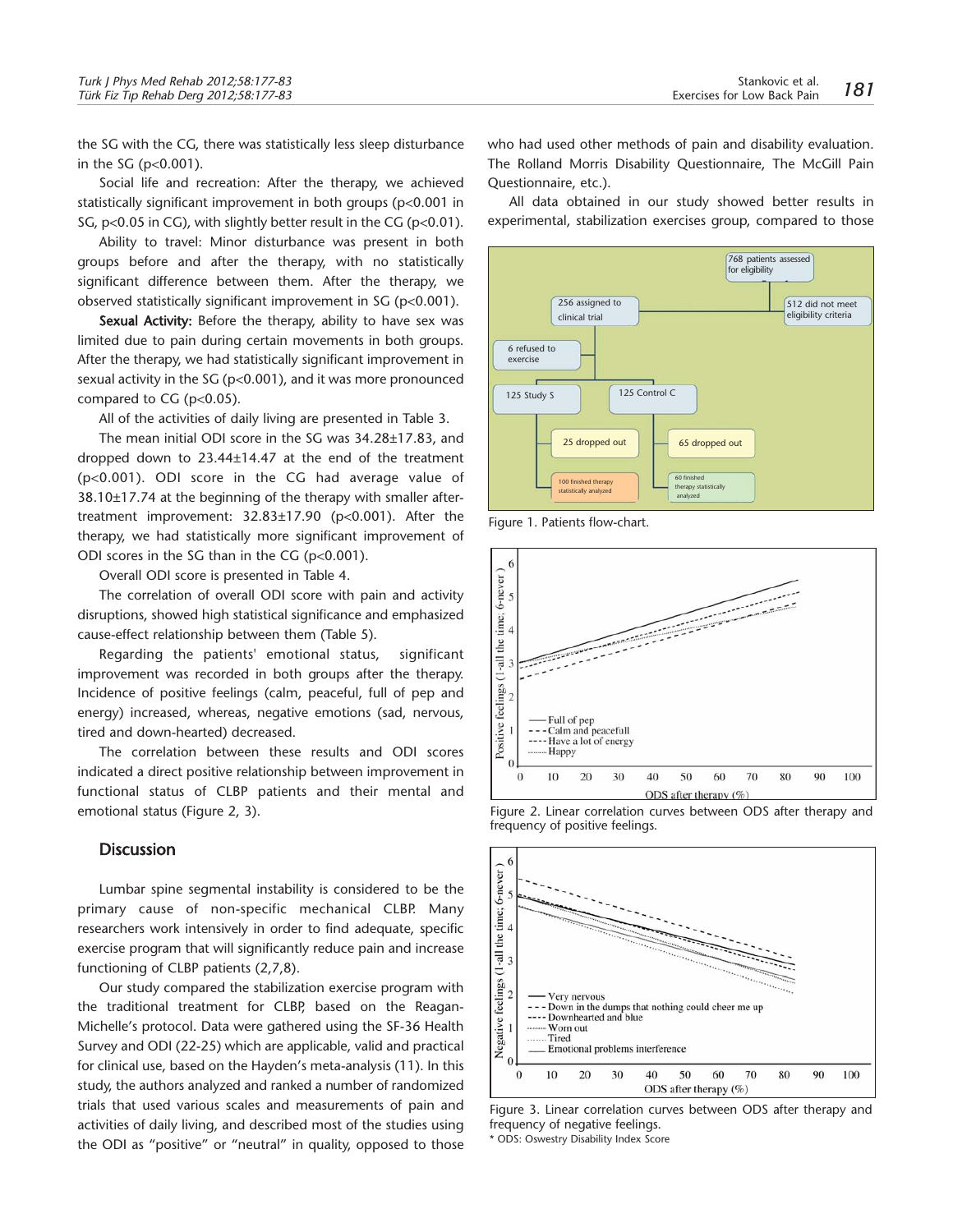the SG with the CG, there was statistically less sleep disturbance in the SG ($p<0.001$).

Social life and recreation: After the therapy, we achieved statistically significant improvement in both groups ($p<0.001$ in SG, $p<0.05$ in CG), with slightly better result in the CG ($p<0.01$).

Ability to travel: Minor disturbance was present in both groups before and after the therapy, with no statistically significant difference between them. After the therapy, we observed statistically significant improvement in SG ($p<0.001$).

**Sexual Activity:** Before the therapy, ability to have sex was limited due to pain during certain movements in both groups. After the therapy, we had statistically significant improvement in sexual activity in the SG ($p<0.001$), and it was more pronounced compared to CG ($p<0.05$).

All of the activities of daily living are presented in Table 3.

The mean initial ODI score in the SG was 34.28±17.83, and dropped down to 23.44±14.47 at the end of the treatment ($p<0.001$). ODI score in the CG had average value of 38.10±17.74 at the beginning of the therapy with smaller after-treatment improvement: 32.83±17.90 ($p<0.001$). After the therapy, we had statistically more significant improvement of ODI scores in the SG than in the CG ($p<0.001$).

Overall ODI score is presented in Table 4.

The correlation of overall ODI score with pain and activity disruptions, showed high statistical significance and emphasized cause-effect relationship between them (Table 5).

Regarding the patients' emotional status, significant improvement was recorded in both groups after the therapy. Incidence of positive feelings (calm, peaceful, full of pep and energy) increased, whereas, negative emotions (sad, nervous, tired and down-hearted) decreased.

The correlation between these results and ODI scores indicated a direct positive relationship between improvement in functional status of CLBP patients and their mental and emotional status (Figure 2, 3).

## Discussion

Lumbar spine segmental instability is considered to be the primary cause of non-specific mechanical CLBP. Many researchers work intensively in order to find adequate, specific exercise program that will significantly reduce pain and increase functioning of CLBP patients (2,7,8).

Our study compared the stabilization exercise program with the traditional treatment for CLBP, based on the Reagan-Michelle's protocol. Data were gathered using the SF-36 Health Survey and ODI (22-25) which are applicable, valid and practical for clinical use, based on the Hayden's meta-analysis (11). In this study, the authors analyzed and ranked a number of randomized trials that used various scales and measurements of pain and activities of daily living, and described most of the studies using the ODI as "positive" or "neutral" in quality, opposed to those who had used other methods of pain and disability evaluation. The Rolland Morris Disability Questionnaire, The McGill Pain Questionnaire, etc.).

All data obtained in our study showed better results in experimental, stabilization exercises group, compared to those

768 patients assessed for eligibility → 256 assigned to clinical trial; 512 did not meet eligibility criteria. 6 refused to exercise. 125 Study S → 25 dropped out → 100 finished therapy statistically analyzed. 125 Control C → 65 dropped out → 60 finished therapy statistically analyzed.

Figure 1. Patients flow-chart.

Figure 2. Linear correlation curves between ODS after therapy and frequency of positive feelings.

Figure 3. Linear correlation curves between ODS after therapy and frequency of negative feelings.
* ODS: Oswestry Disability Index Score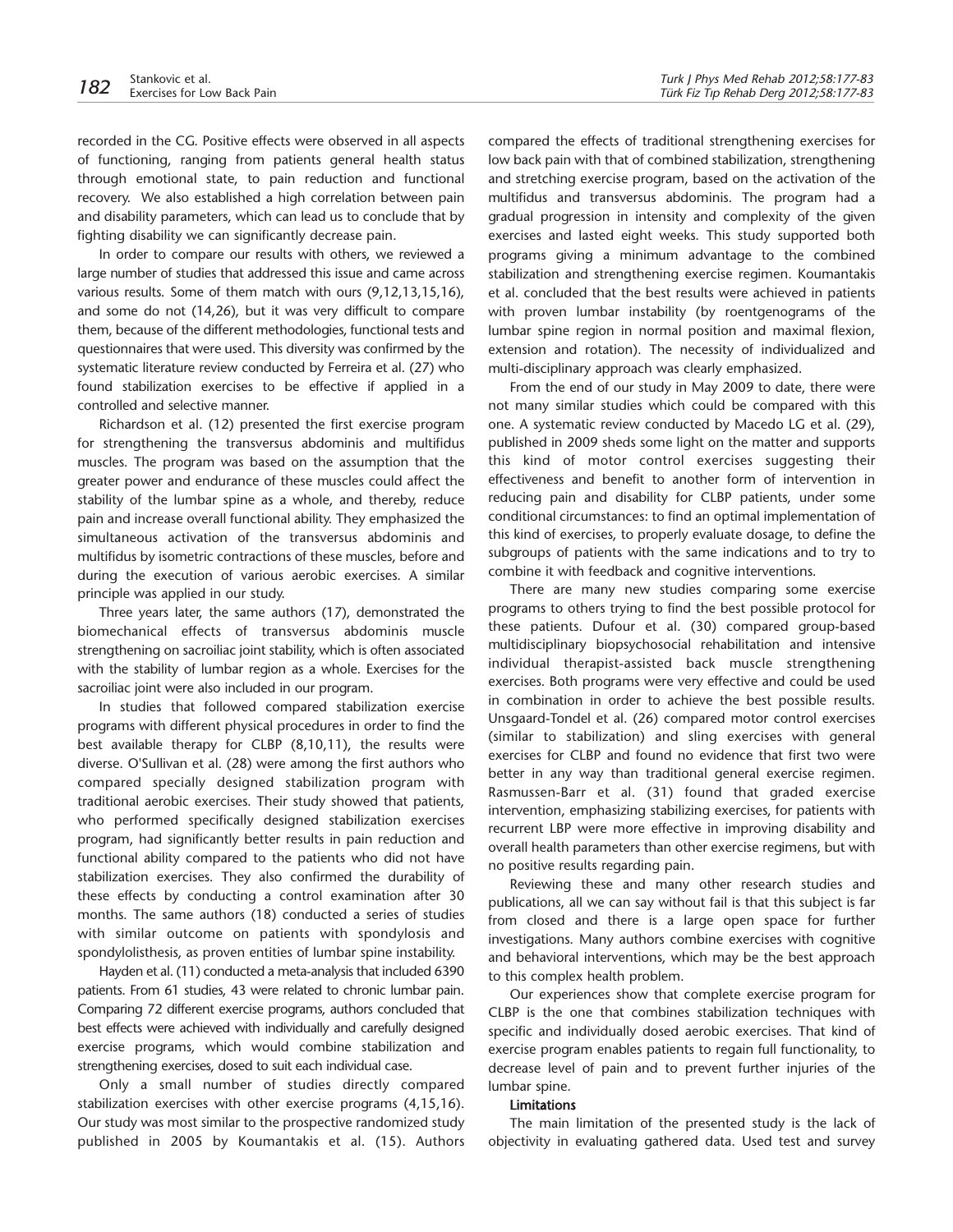recorded in the CG. Positive effects were observed in all aspects of functioning, ranging from patients general health status through emotional state, to pain reduction and functional recovery. We also established a high correlation between pain and disability parameters, which can lead us to conclude that by fighting disability we can significantly decrease pain.

In order to compare our results with others, we reviewed a large number of studies that addressed this issue and came across various results. Some of them match with ours (9,12,13,15,16), and some do not (14,26), but it was very difficult to compare them, because of the different methodologies, functional tests and questionnaires that were used. This diversity was confirmed by the systematic literature review conducted by Ferreira et al. (27) who found stabilization exercises to be effective if applied in a controlled and selective manner.

Richardson et al. (12) presented the first exercise program for strengthening the transversus abdominis and multifidus muscles. The program was based on the assumption that the greater power and endurance of these muscles could affect the stability of the lumbar spine as a whole, and thereby, reduce pain and increase overall functional ability. They emphasized the simultaneous activation of the transversus abdominis and multifidus by isometric contractions of these muscles, before and during the execution of various aerobic exercises. A similar principle was applied in our study.

Three years later, the same authors (17), demonstrated the biomechanical effects of transversus abdominis muscle strengthening on sacroiliac joint stability, which is often associated with the stability of lumbar region as a whole. Exercises for the sacroiliac joint were also included in our program.

In studies that followed compared stabilization exercise programs with different physical procedures in order to find the best available therapy for CLBP (8,10,11), the results were diverse. O'Sullivan et al. (28) were among the first authors who compared specially designed stabilization program with traditional aerobic exercises. Their study showed that patients, who performed specifically designed stabilization exercises program, had significantly better results in pain reduction and functional ability compared to the patients who did not have stabilization exercises. They also confirmed the durability of these effects by conducting a control examination after 30 months. The same authors (18) conducted a series of studies with similar outcome on patients with spondylosis and spondylolisthesis, as proven entities of lumbar spine instability.

Hayden et al. (11) conducted a meta-analysis that included 6390 patients. From 61 studies, 43 were related to chronic lumbar pain. Comparing 72 different exercise programs, authors concluded that best effects were achieved with individually and carefully designed exercise programs, which would combine stabilization and strengthening exercises, dosed to suit each individual case.

Only a small number of studies directly compared stabilization exercises with other exercise programs (4,15,16). Our study was most similar to the prospective randomized study published in 2005 by Koumantakis et al. (15). Authors compared the effects of traditional strengthening exercises for low back pain with that of combined stabilization, strengthening and stretching exercise program, based on the activation of the multifidus and transversus abdominis. The program had a gradual progression in intensity and complexity of the given exercises and lasted eight weeks. This study supported both programs giving a minimum advantage to the combined stabilization and strengthening exercise regimen. Koumantakis et al. concluded that the best results were achieved in patients with proven lumbar instability (by roentgenograms of the lumbar spine region in normal position and maximal flexion, extension and rotation). The necessity of individualized and multi-disciplinary approach was clearly emphasized.

From the end of our study in May 2009 to date, there were not many similar studies which could be compared with this one. A systematic review conducted by Macedo LG et al. (29), published in 2009 sheds some light on the matter and supports this kind of motor control exercises suggesting their effectiveness and benefit to another form of intervention in reducing pain and disability for CLBP patients, under some conditional circumstances: to find an optimal implementation of this kind of exercises, to properly evaluate dosage, to define the subgroups of patients with the same indications and to try to combine it with feedback and cognitive interventions.

There are many new studies comparing some exercise programs to others trying to find the best possible protocol for these patients. Dufour et al. (30) compared group-based multidisciplinary biopsychosocial rehabilitation and intensive individual therapist-assisted back muscle strengthening exercises. Both programs were very effective and could be used in combination in order to achieve the best possible results. Unsgaard-Tondel et al. (26) compared motor control exercises (similar to stabilization) and sling exercises with general exercises for CLBP and found no evidence that first two were better in any way than traditional general exercise regimen. Rasmussen-Barr et al. (31) found that graded exercise intervention, emphasizing stabilizing exercises, for patients with recurrent LBP were more effective in improving disability and overall health parameters than other exercise regimens, but with no positive results regarding pain.

Reviewing these and many other research studies and publications, all we can say without fail is that this subject is far from closed and there is a large open space for further investigations. Many authors combine exercises with cognitive and behavioral interventions, which may be the best approach to this complex health problem.

Our experiences show that complete exercise program for CLBP is the one that combines stabilization techniques with specific and individually dosed aerobic exercises. That kind of exercise program enables patients to regain full functionality, to decrease level of pain and to prevent further injuries of the lumbar spine.

### Limitations

The main limitation of the presented study is the lack of objectivity in evaluating gathered data. Used test and survey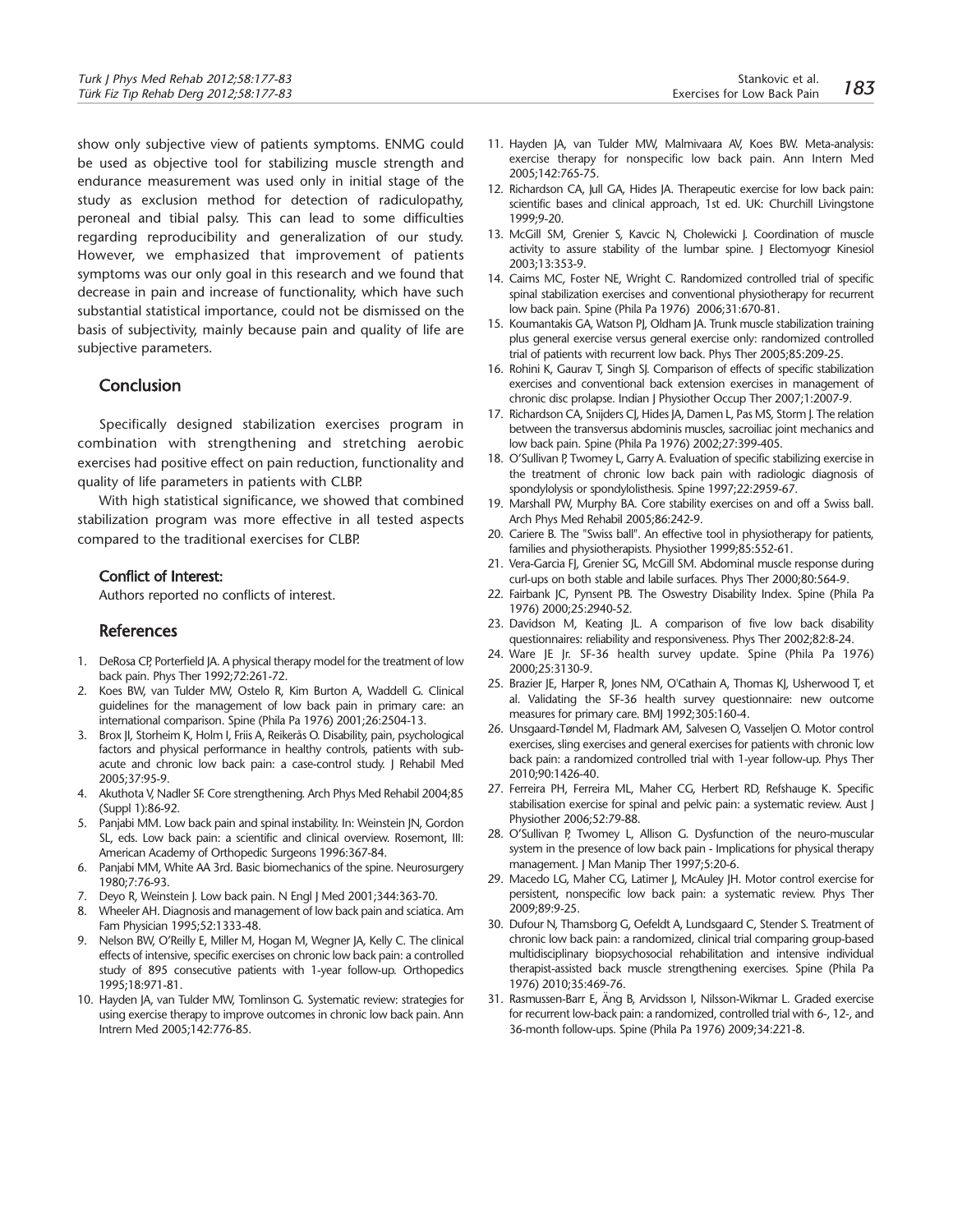show only subjective view of patients symptoms. ENMG could be used as objective tool for stabilizing muscle strength and endurance measurement was used only in initial stage of the study as exclusion method for detection of radiculopathy, peroneal and tibial palsy. This can lead to some difficulties regarding reproducibility and generalization of our study. However, we emphasized that improvement of patients symptoms was our only goal in this research and we found that decrease in pain and increase of functionality, which have such substantial statistical importance, could not be dismissed on the basis of subjectivity, mainly because pain and quality of life are subjective parameters.

## Conclusion

Specifically designed stabilization exercises program in combination with strengthening and stretching aerobic exercises had positive effect on pain reduction, functionality and quality of life parameters in patients with CLBP.

With high statistical significance, we showed that combined stabilization program was more effective in all tested aspects compared to the traditional exercises for CLBP.

### Conflict of Interest:

Authors reported no conflicts of interest.

## References

1. DeRosa CP, Porterfield JA. A physical therapy model for the treatment of low back pain. Phys Ther 1992;72:261-72.
2. Koes BW, van Tulder MW, Ostelo R, Kim Burton A, Waddell G. Clinical guidelines for the management of low back pain in primary care: an international comparison. Spine (Phila Pa 1976) 2001;26:2504-13.
3. Brox JI, Storheim K, Holm I, Friis A, Reikerås O. Disability, pain, psychological factors and physical performance in healthy controls, patients with sub-acute and chronic low back pain: a case-control study. J Rehabil Med 2005;37:95-9.
4. Akuthota V, Nadler SF. Core strengthening. Arch Phys Med Rehabil 2004;85 (Suppl 1):86-92.
5. Panjabi MM. Low back pain and spinal instability. In: Weinstein JN, Gordon SL, eds. Low back pain: a scientific and clinical overview. Rosemont, III: American Academy of Orthopedic Surgeons 1996:367-84.
6. Panjabi MM, White AA 3rd. Basic biomechanics of the spine. Neurosurgery 1980;7:76-93.
7. Deyo R, Weinstein J. Low back pain. N Engl J Med 2001;344:363-70.
8. Wheeler AH. Diagnosis and management of low back pain and sciatica. Am Fam Physician 1995;52:1333-48.
9. Nelson BW, O'Reilly E, Miller M, Hogan M, Wegner JA, Kelly C. The clinical effects of intensive, specific exercises on chronic low back pain: a controlled study of 895 consecutive patients with 1-year follow-up. Orthopedics 1995;18:971-81.
10. Hayden JA, van Tulder MW, Tomlinson G. Systematic review: strategies for using exercise therapy to improve outcomes in chronic low back pain. Ann Intrern Med 2005;142:776-85.
11. Hayden JA, van Tulder MW, Malmivaara AV, Koes BW. Meta-analysis: exercise therapy for nonspecific low back pain. Ann Intern Med 2005;142:765-75.
12. Richardson CA, Jull GA, Hides JA. Therapeutic exercise for low back pain: scientific bases and clinical approach, 1st ed. UK: Churchill Livingstone 1999;9-20.
13. McGill SM, Grenier S, Kavcic N, Cholewicki J. Coordination of muscle activity to assure stability of the lumbar spine. J Electomyogr Kinesiol 2003;13:353-9.
14. Caims MC, Foster NE, Wright C. Randomized controlled trial of specific spinal stabilization exercises and conventional physiotherapy for recurrent low back pain. Spine (Phila Pa 1976) 2006;31:670-81.
15. Koumantakis GA, Watson PJ, Oldham JA. Trunk muscle stabilization training plus general exercise versus general exercise only: randomized controlled trial of patients with recurrent low back. Phys Ther 2005;85:209-25.
16. Rohini K, Gaurav T, Singh SJ. Comparison of effects of specific stabilization exercises and conventional back extension exercises in management of chronic disc prolapse. Indian J Physiother Occup Ther 2007;1:2007-9.
17. Richardson CA, Snijders CJ, Hides JA, Damen L, Pas MS, Storm J. The relation between the transversus abdominis muscles, sacroiliac joint mechanics and low back pain. Spine (Phila Pa 1976) 2002;27:399-405.
18. O'Sullivan P, Twomey L, Garry A. Evaluation of specific stabilizing exercise in the treatment of chronic low back pain with radiologic diagnosis of spondylolysis or spondylolisthesis. Spine 1997;22:2959-67.
19. Marshall PW, Murphy BA. Core stability exercises on and off a Swiss ball. Arch Phys Med Rehabil 2005;86:242-9.
20. Cariere B. The "Swiss ball". An effective tool in physiotherapy for patients, families and physiotherapists. Physiother 1999;85:552-61.
21. Vera-Garcia FJ, Grenier SG, McGill SM. Abdominal muscle response during curl-ups on both stable and labile surfaces. Phys Ther 2000;80:564-9.
22. Fairbank JC, Pynsent PB. The Oswestry Disability Index. Spine (Phila Pa 1976) 2000;25:2940-52.
23. Davidson M, Keating JL. A comparison of five low back disability questionnaires: reliability and responsiveness. Phys Ther 2002;82:8-24.
24. Ware JE Jr. SF-36 health survey update. Spine (Phila Pa 1976) 2000;25:3130-9.
25. Brazier JE, Harper R, Jones NM, O'Cathain A, Thomas KJ, Usherwood T, et al. Validating the SF-36 health survey questionnaire: new outcome measures for primary care. BMJ 1992;305:160-4.
26. Unsgaard-Tøndel M, Fladmark AM, Salvesen O, Vasseljen O. Motor control exercises, sling exercises and general exercises for patients with chronic low back pain: a randomized controlled trial with 1-year follow-up. Phys Ther 2010;90:1426-40.
27. Ferreira PH, Ferreira ML, Maher CG, Herbert RD, Refshauge K. Specific stabilisation exercise for spinal and pelvic pain: a systematic review. Aust J Physiother 2006;52:79-88.
28. O'Sullivan P, Twomey L, Allison G. Dysfunction of the neuro-muscular system in the presence of low back pain - Implications for physical therapy management. J Man Manip Ther 1997;5:20-6.
29. Macedo LG, Maher CG, Latimer J, McAuley JH. Motor control exercise for persistent, nonspecific low back pain: a systematic review. Phys Ther 2009;89:9-25.
30. Dufour N, Thamsborg G, Oefeldt A, Lundsgaard C, Stender S. Treatment of chronic low back pain: a randomized, clinical trial comparing group-based multidisciplinary biopsychosocial rehabilitation and intensive individual therapist-assisted back muscle strengthening exercises. Spine (Phila Pa 1976) 2010;35:469-76.
31. Rasmussen-Barr E, Äng B, Arvidsson I, Nilsson-Wikmar L. Graded exercise for recurrent low-back pain: a randomized, controlled trial with 6-, 12-, and 36-month follow-ups. Spine (Phila Pa 1976) 2009;34:221-8.